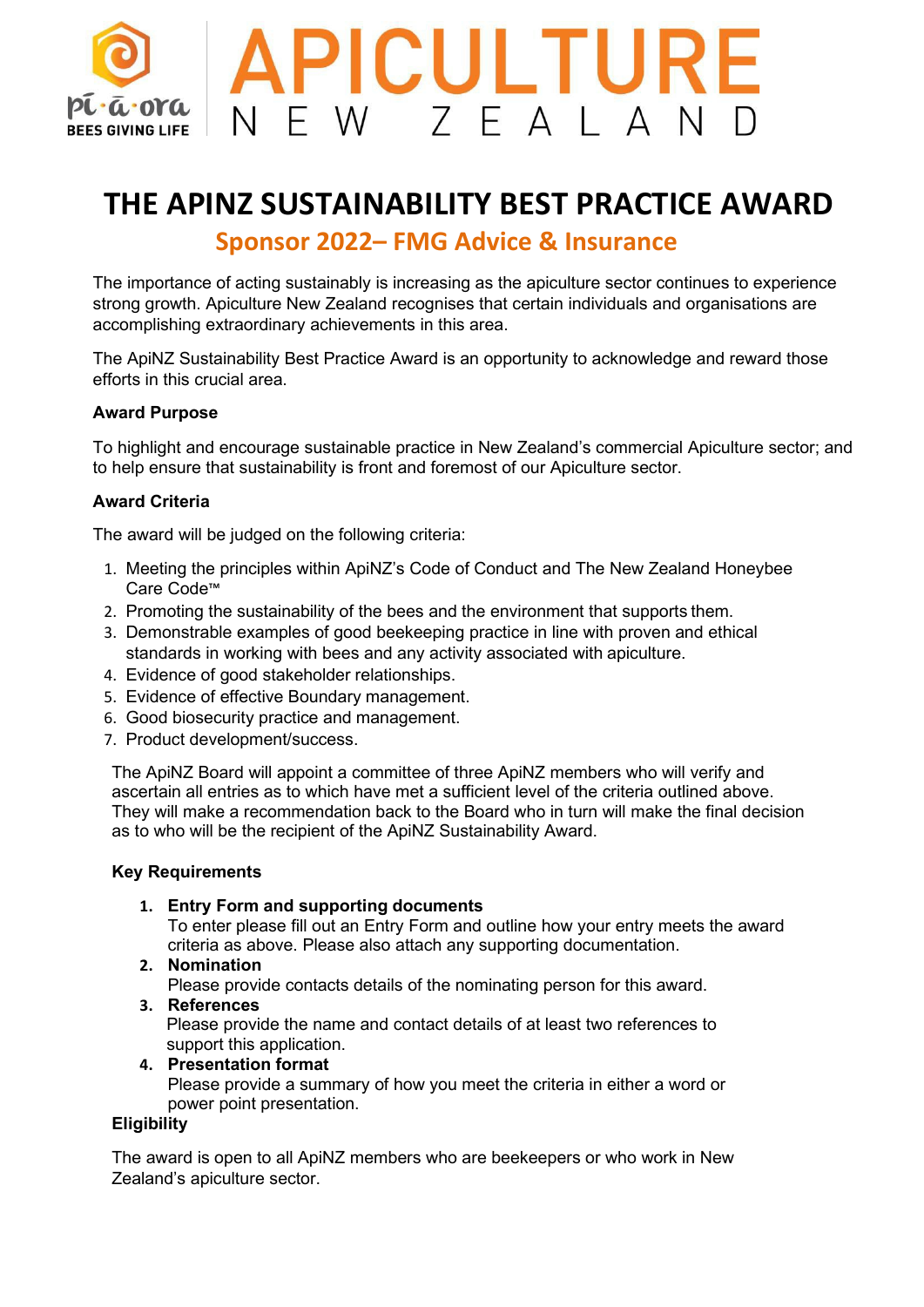pī·ā·ora BEES GIVING LIFE

APICULTURE NEW ZEALAND

# THE APINZ SUSTAINABILITY BEST PRACTICE AWARD

## Sponsor 2022– FMG Advice & Insurance

The importance of acting sustainably is increasing as the apiculture sector continues to experience strong growth. Apiculture New Zealand recognises that certain individuals and organisations are accomplishing extraordinary achievements in this area.

The ApiNZ Sustainability Best Practice Award is an opportunity to acknowledge and reward those efforts in this crucial area.

**Award Purpose**

To highlight and encourage sustainable practice in New Zealand's commercial Apiculture sector; and to help ensure that sustainability is front and foremost of our Apiculture sector.

**Award Criteria**

The award will be judged on the following criteria:

1. Meeting the principles within ApiNZ's Code of Conduct and The New Zealand Honeybee Care Code™
2. Promoting the sustainability of the bees and the environment that supports them.
3. Demonstrable examples of good beekeeping practice in line with proven and ethical standards in working with bees and any activity associated with apiculture.
4. Evidence of good stakeholder relationships.
5. Evidence of effective Boundary management.
6. Good biosecurity practice and management.
7. Product development/success.

The ApiNZ Board will appoint a committee of three ApiNZ members who will verify and ascertain all entries as to which have met a sufficient level of the criteria outlined above. They will make a recommendation back to the Board who in turn will make the final decision as to who will be the recipient of the ApiNZ Sustainability Award.

**Key Requirements**

1. **Entry Form and supporting documents**
   To enter please fill out an Entry Form and outline how your entry meets the award criteria as above. Please also attach any supporting documentation.
2. **Nomination**
   Please provide contacts details of the nominating person for this award.
3. **References**
   Please provide the name and contact details of at least two references to support this application.
4. **Presentation format**
   Please provide a summary of how you meet the criteria in either a word or power point presentation.

**Eligibility**

The award is open to all ApiNZ members who are beekeepers or who work in New Zealand's apiculture sector.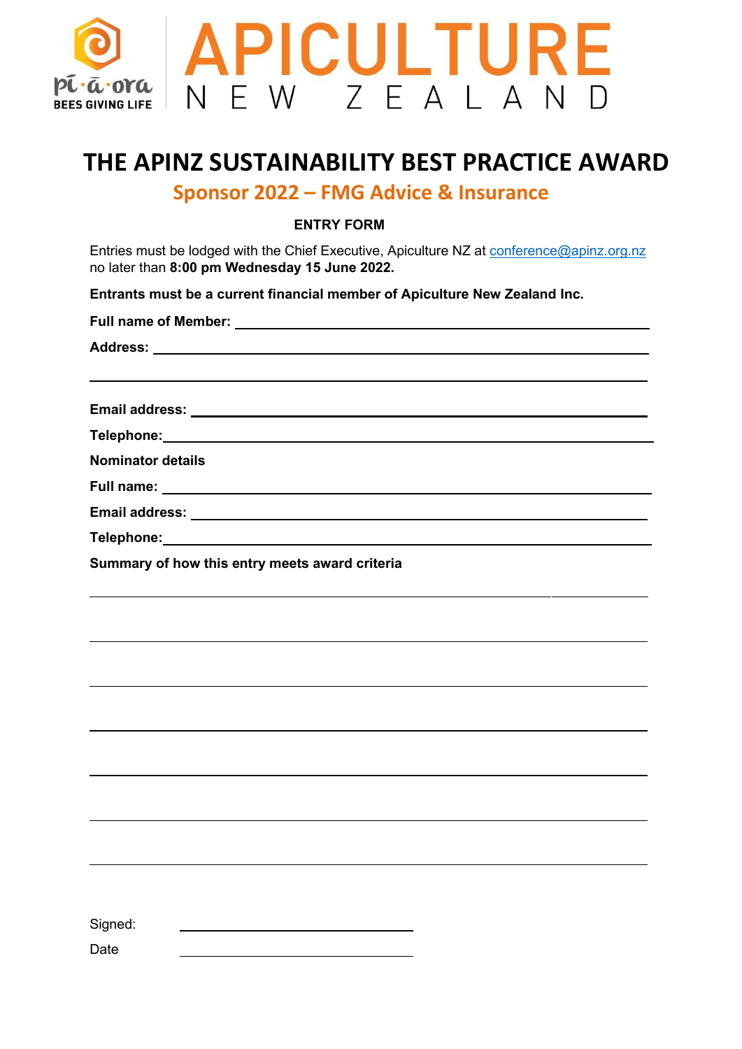# THE APINZ SUSTAINABILITY BEST PRACTICE AWARD

## Sponsor 2022 – FMG Advice & Insurance

**ENTRY FORM**

Entries must be lodged with the Chief Executive, Apiculture NZ at conference@apinz.org.nz no later than **8:00 pm Wednesday 15 June 2022.**

**Entrants must be a current financial member of Apiculture New Zealand Inc.**

**Full name of Member:** \_\_\_\_\_\_\_\_\_\_\_\_\_\_\_\_\_\_\_\_\_\_\_\_\_\_\_\_\_\_\_\_\_\_\_\_\_\_\_\_

**Address:** \_\_\_\_\_\_\_\_\_\_\_\_\_\_\_\_\_\_\_\_\_\_\_\_\_\_\_\_\_\_\_\_\_\_\_\_\_\_\_\_\_\_\_\_\_\_\_\_\_\_

\_\_\_\_\_\_\_\_\_\_\_\_\_\_\_\_\_\_\_\_\_\_\_\_\_\_\_\_\_\_\_\_\_\_\_\_\_\_\_\_\_\_\_\_\_\_\_\_\_\_\_\_\_\_\_\_

**Email address:** \_\_\_\_\_\_\_\_\_\_\_\_\_\_\_\_\_\_\_\_\_\_\_\_\_\_\_\_\_\_\_\_\_\_\_\_\_\_\_\_\_\_\_\_

**Telephone:** \_\_\_\_\_\_\_\_\_\_\_\_\_\_\_\_\_\_\_\_\_\_\_\_\_\_\_\_\_\_\_\_\_\_\_\_\_\_\_\_\_\_\_\_\_\_\_

**Nominator details**

**Full name:** \_\_\_\_\_\_\_\_\_\_\_\_\_\_\_\_\_\_\_\_\_\_\_\_\_\_\_\_\_\_\_\_\_\_\_\_\_\_\_\_\_\_\_\_\_\_\_

**Email address:** \_\_\_\_\_\_\_\_\_\_\_\_\_\_\_\_\_\_\_\_\_\_\_\_\_\_\_\_\_\_\_\_\_\_\_\_\_\_\_\_\_\_\_\_

**Telephone:** \_\_\_\_\_\_\_\_\_\_\_\_\_\_\_\_\_\_\_\_\_\_\_\_\_\_\_\_\_\_\_\_\_\_\_\_\_\_\_\_\_\_\_\_\_\_\_

**Summary of how this entry meets award criteria**

\_\_\_\_\_\_\_\_\_\_\_\_\_\_\_\_\_\_\_\_\_\_\_\_\_\_\_\_\_\_\_\_\_\_\_\_\_\_\_\_\_\_\_\_\_\_\_\_\_\_\_\_\_\_\_\_

\_\_\_\_\_\_\_\_\_\_\_\_\_\_\_\_\_\_\_\_\_\_\_\_\_\_\_\_\_\_\_\_\_\_\_\_\_\_\_\_\_\_\_\_\_\_\_\_\_\_\_\_\_\_\_\_

\_\_\_\_\_\_\_\_\_\_\_\_\_\_\_\_\_\_\_\_\_\_\_\_\_\_\_\_\_\_\_\_\_\_\_\_\_\_\_\_\_\_\_\_\_\_\_\_\_\_\_\_\_\_\_\_

\_\_\_\_\_\_\_\_\_\_\_\_\_\_\_\_\_\_\_\_\_\_\_\_\_\_\_\_\_\_\_\_\_\_\_\_\_\_\_\_\_\_\_\_\_\_\_\_\_\_\_\_\_\_\_\_

\_\_\_\_\_\_\_\_\_\_\_\_\_\_\_\_\_\_\_\_\_\_\_\_\_\_\_\_\_\_\_\_\_\_\_\_\_\_\_\_\_\_\_\_\_\_\_\_\_\_\_\_\_\_\_\_

\_\_\_\_\_\_\_\_\_\_\_\_\_\_\_\_\_\_\_\_\_\_\_\_\_\_\_\_\_\_\_\_\_\_\_\_\_\_\_\_\_\_\_\_\_\_\_\_\_\_\_\_\_\_\_\_

\_\_\_\_\_\_\_\_\_\_\_\_\_\_\_\_\_\_\_\_\_\_\_\_\_\_\_\_\_\_\_\_\_\_\_\_\_\_\_\_\_\_\_\_\_\_\_\_\_\_\_\_\_\_\_\_

Signed: \_\_\_\_\_\_\_\_\_\_\_\_\_\_\_\_\_\_\_\_\_\_\_\_\_\_\_\_

Date \_\_\_\_\_\_\_\_\_\_\_\_\_\_\_\_\_\_\_\_\_\_\_\_\_\_\_\_